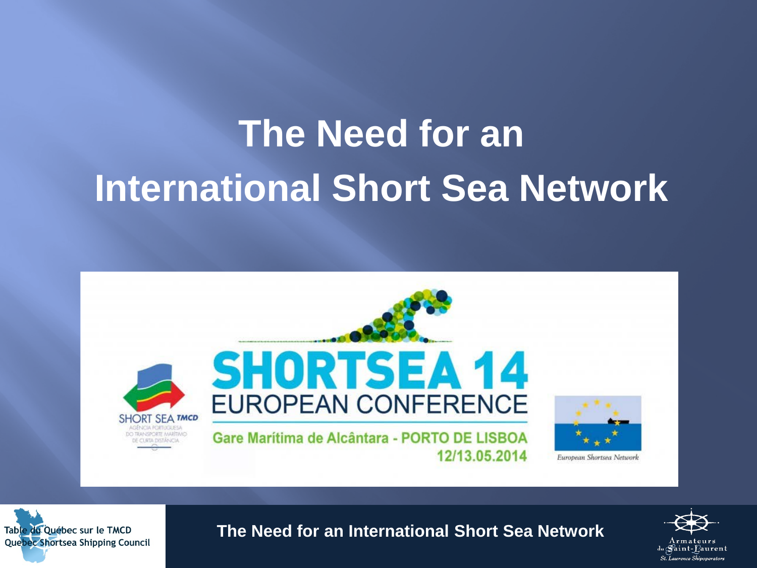# The Need for an International Short Sea Network

SHORTSEA 14
EUROPEAN CONFERENCE

Gare Marítima de Alcântara - PORTO DE LISBOA
12/13.05.2014

SHORT SEA TMCD
AGÊNCIA PORTUGUESA DO TRANSPORTE MARÍTIMO DE CURTA DISTÂNCIA

European Shortsea Network

Table du Québec sur le TMCD
Quebec Shortsea Shipping Council

Armateurs du Saint-Laurent
St. Laurence Shipoperators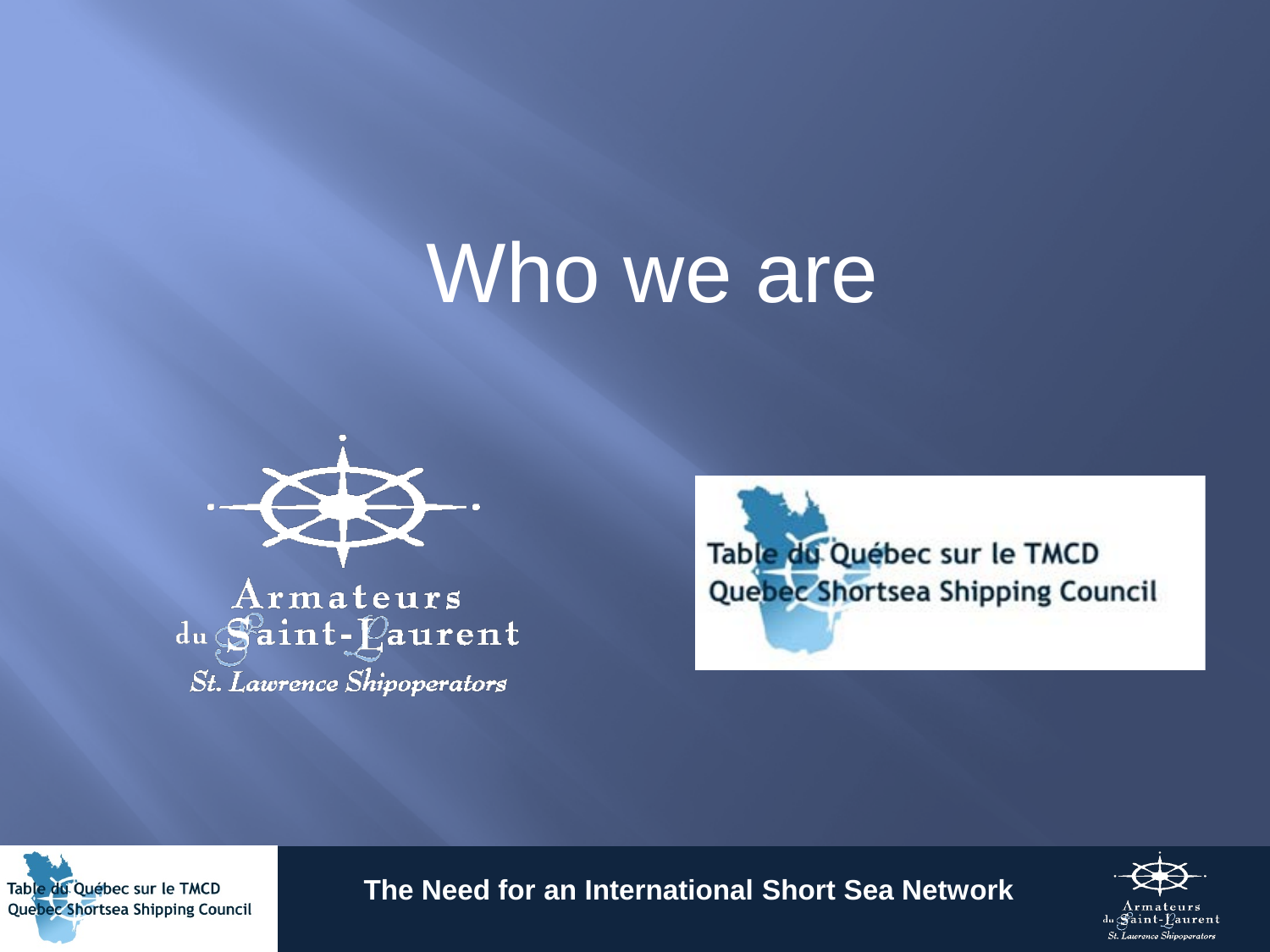# Who we are

Armateurs du Saint-Laurent

*St. Lawrence Shipoperators*

Table du Québec sur le TMCD

Quebec Shortsea Shipping Council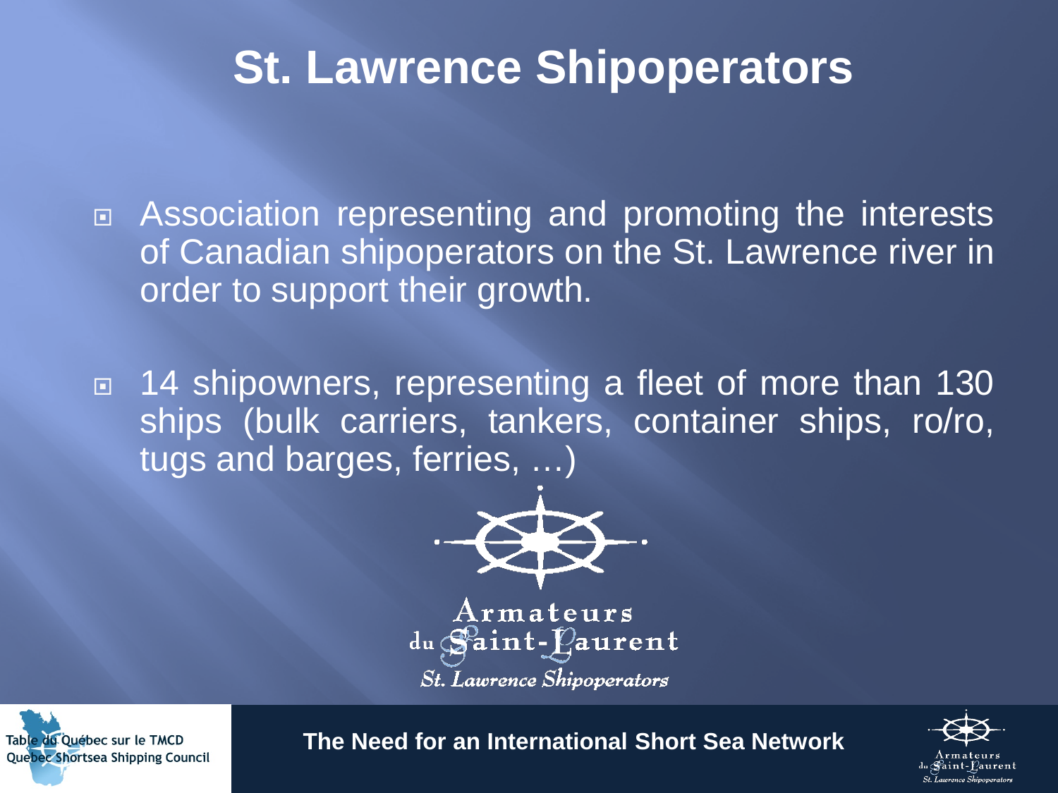# St. Lawrence Shipoperators

- Association representing and promoting the interests of Canadian shipoperators on the St. Lawrence river in order to support their growth.

- 14 shipowners, representing a fleet of more than 130 ships (bulk carriers, tankers, container ships, ro/ro, tugs and barges, ferries, …)

Armateurs du Saint-Laurent
*St. Lawrence Shipoperators*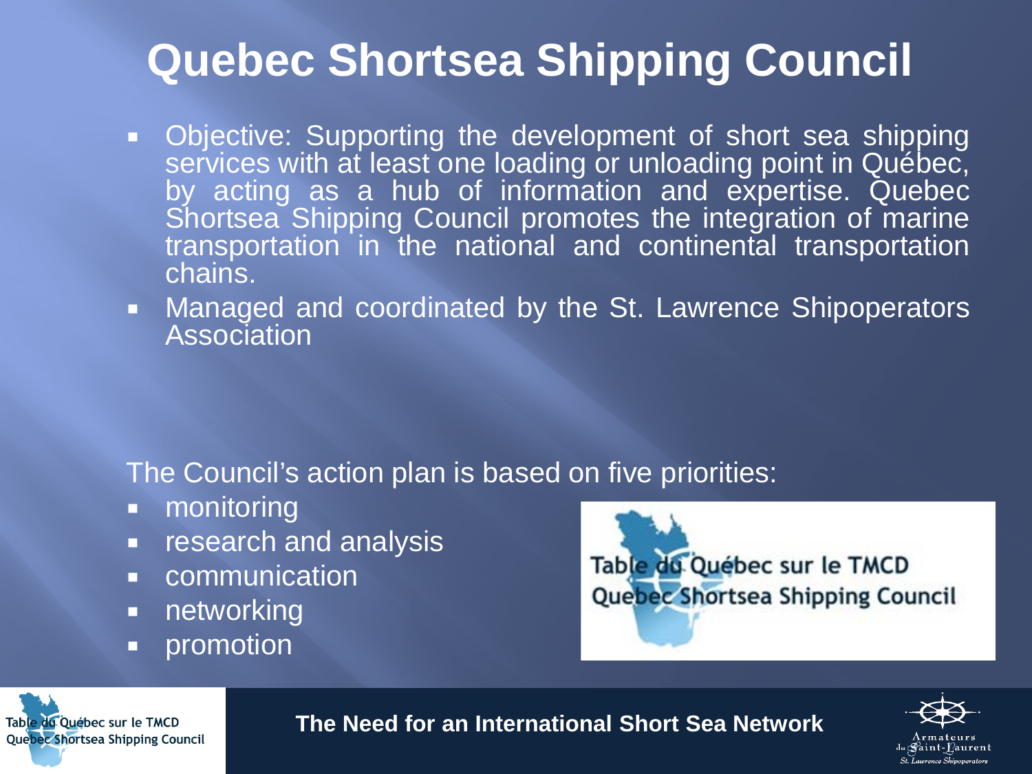# Quebec Shortsea Shipping Council

- Objective: Supporting the development of short sea shipping services with at least one loading or unloading point in Québec, by acting as a hub of information and expertise. Quebec Shortsea Shipping Council promotes the integration of marine transportation in the national and continental transportation chains.
- Managed and coordinated by the St. Lawrence Shipoperators Association

The Council's action plan is based on five priorities:

- monitoring
- research and analysis
- communication
- networking
- promotion

Table du Québec sur le TMCD
Quebec Shortsea Shipping Council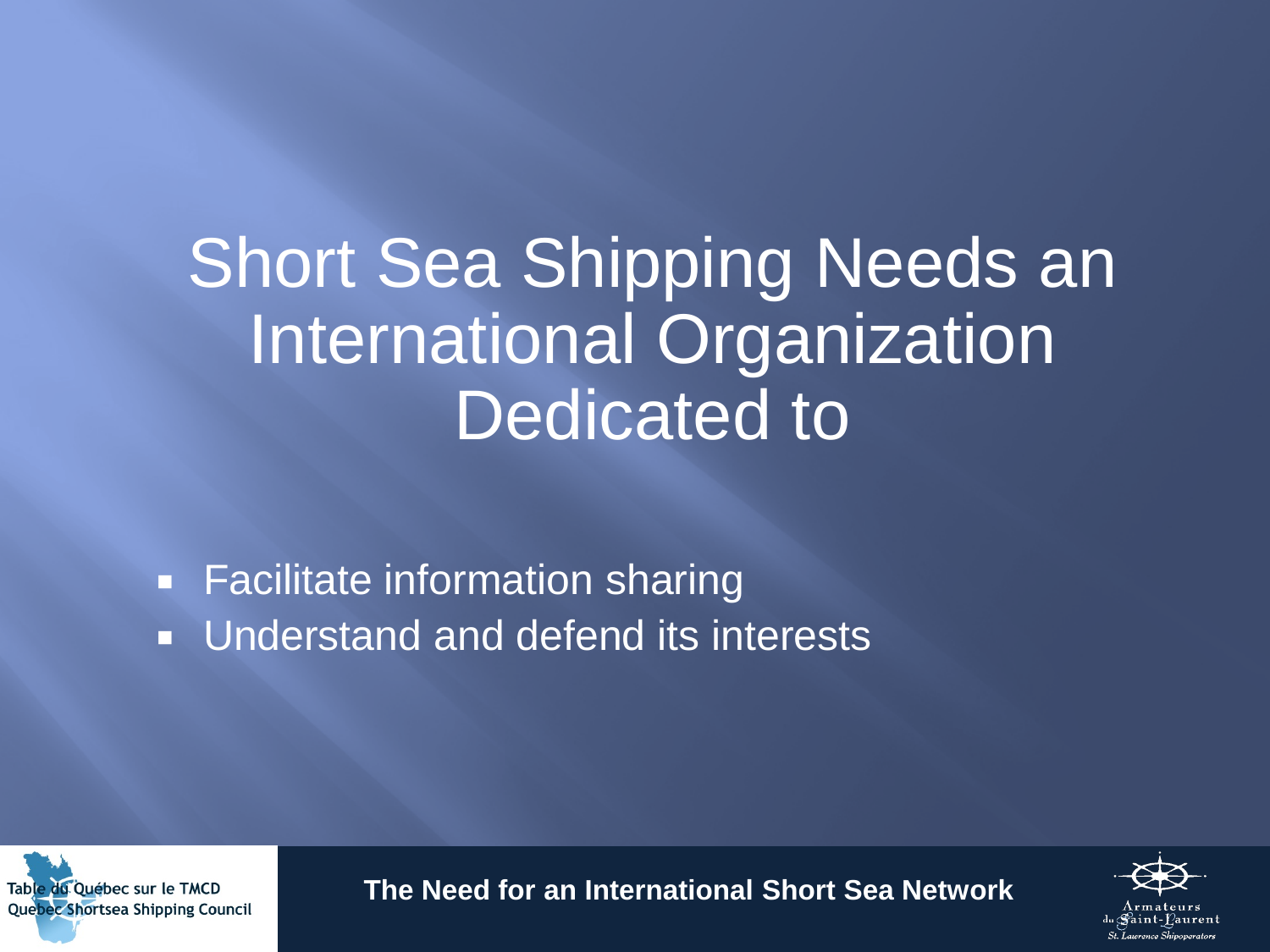# Short Sea Shipping Needs an International Organization Dedicated to

- Facilitate information sharing
- Understand and defend its interests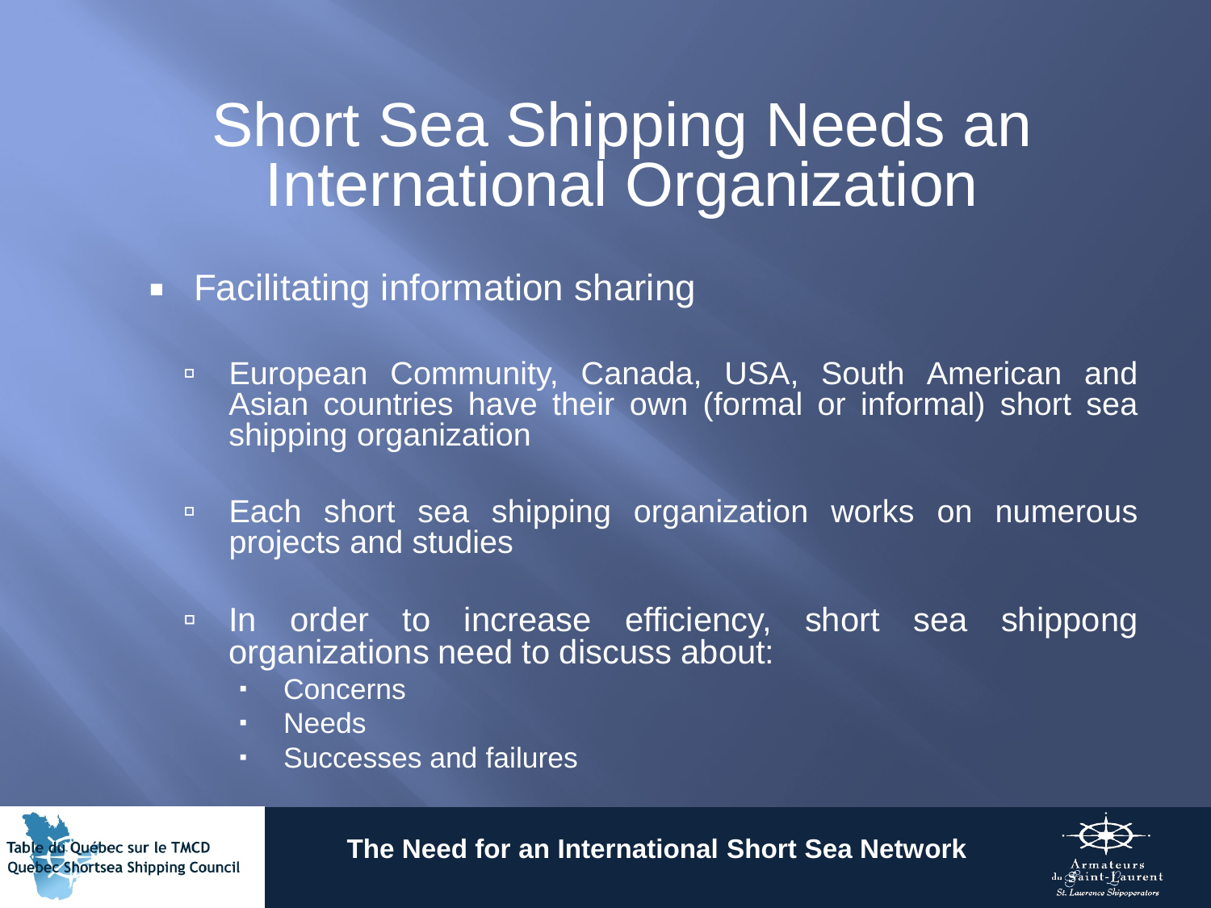# Short Sea Shipping Needs an International Organization

- Facilitating information sharing
  - European Community, Canada, USA, South American and Asian countries have their own (formal or informal) short sea shipping organization
  - Each short sea shipping organization works on numerous projects and studies
  - In order to increase efficiency, short sea shippong organizations need to discuss about:
    - Concerns
    - Needs
    - Successes and failures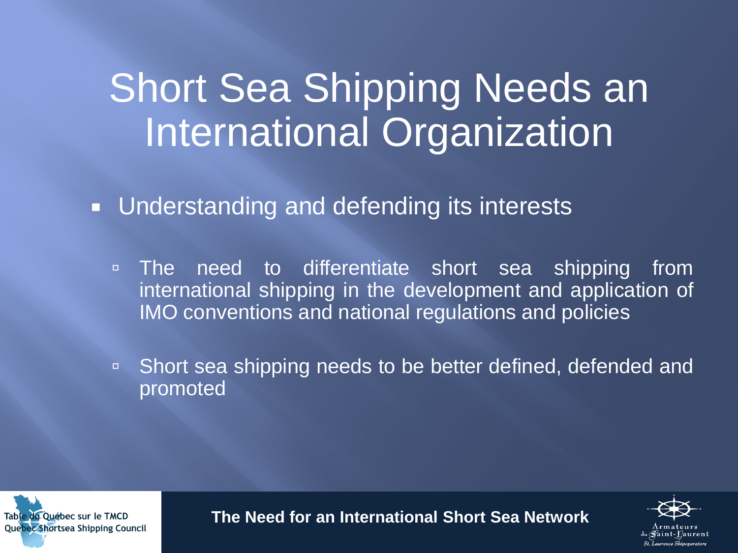# Short Sea Shipping Needs an International Organization

- Understanding and defending its interests
  - The need to differentiate short sea shipping from international shipping in the development and application of IMO conventions and national regulations and policies
  - Short sea shipping needs to be better defined, defended and promoted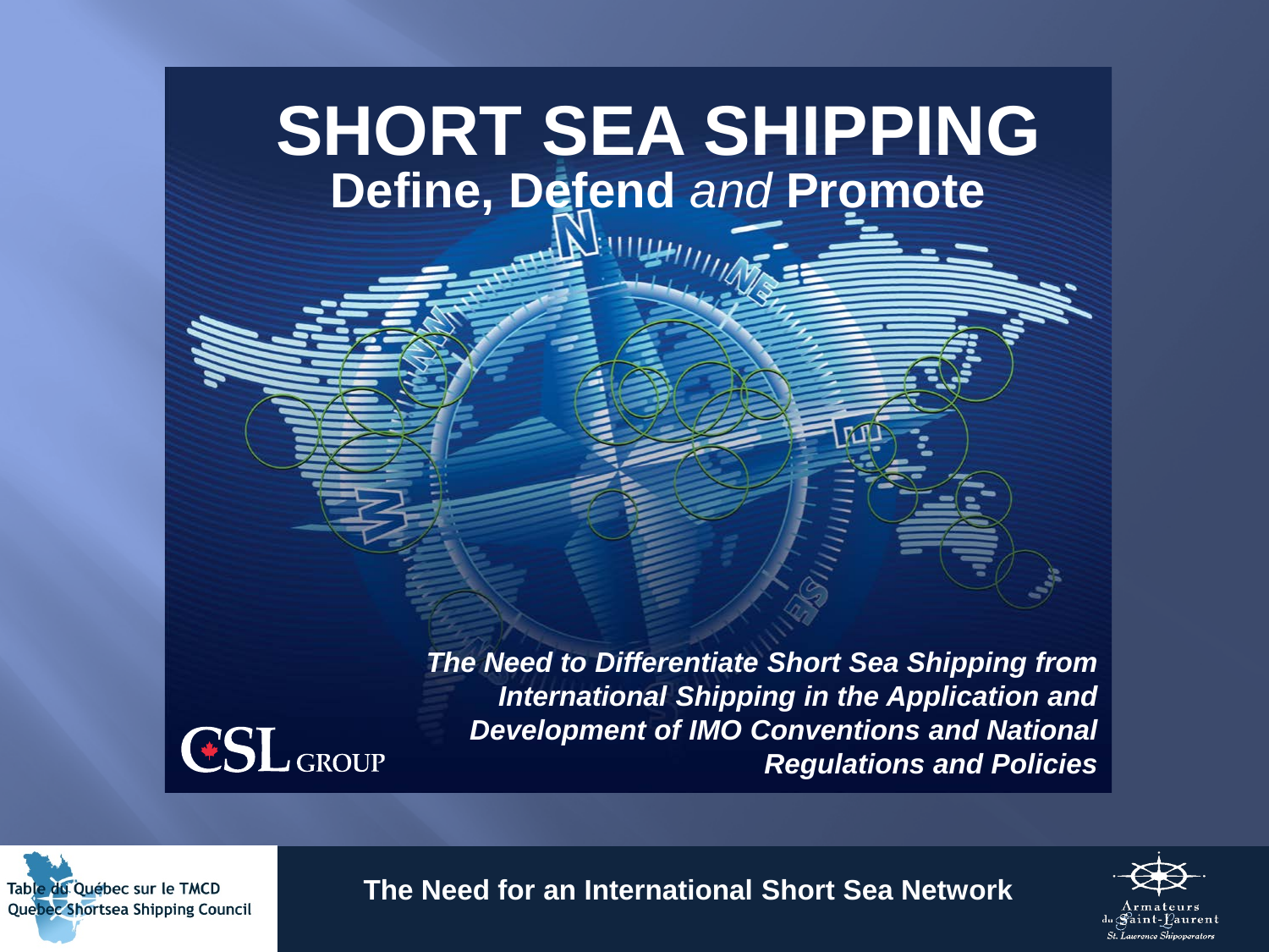# SHORT SEA SHIPPING

## Define, Defend *and* Promote

***The Need to Differentiate Short Sea Shipping from International Shipping in the Application and Development of IMO Conventions and National Regulations and Policies***

CSL GROUP

Table du Québec sur le TMCD
Quebec Shortsea Shipping Council

**The Need for an International Short Sea Network**

Armateurs du Saint-Laurent
St. Laurence Shipoperators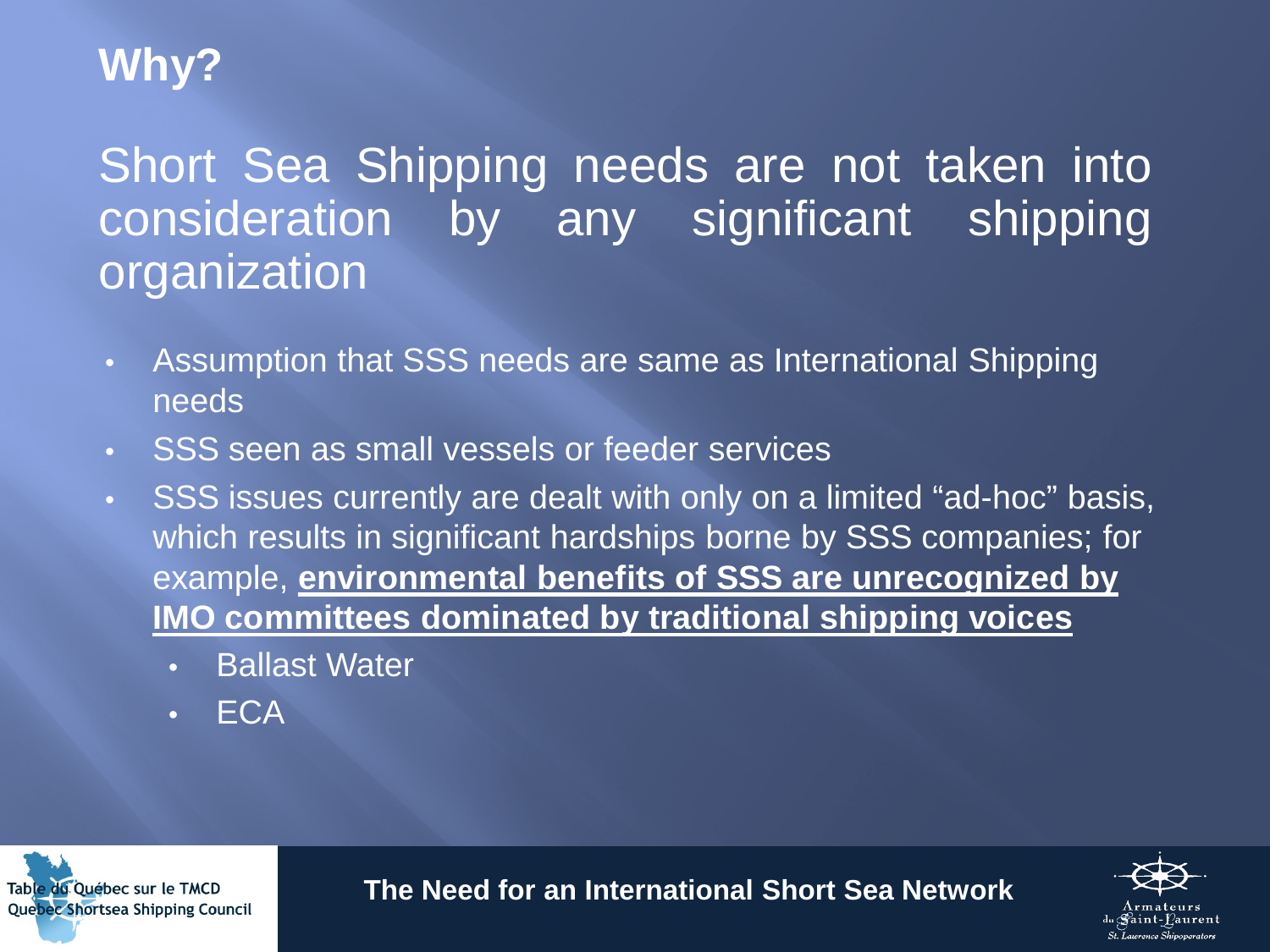# Why?

## Short Sea Shipping needs are not taken into consideration by any significant shipping organization

- Assumption that SSS needs are same as International Shipping needs
- SSS seen as small vessels or feeder services
- SSS issues currently are dealt with only on a limited “ad-hoc” basis, which results in significant hardships borne by SSS companies; for example, **environmental benefits of SSS are unrecognized by IMO committees dominated by traditional shipping voices**
  - Ballast Water
  - ECA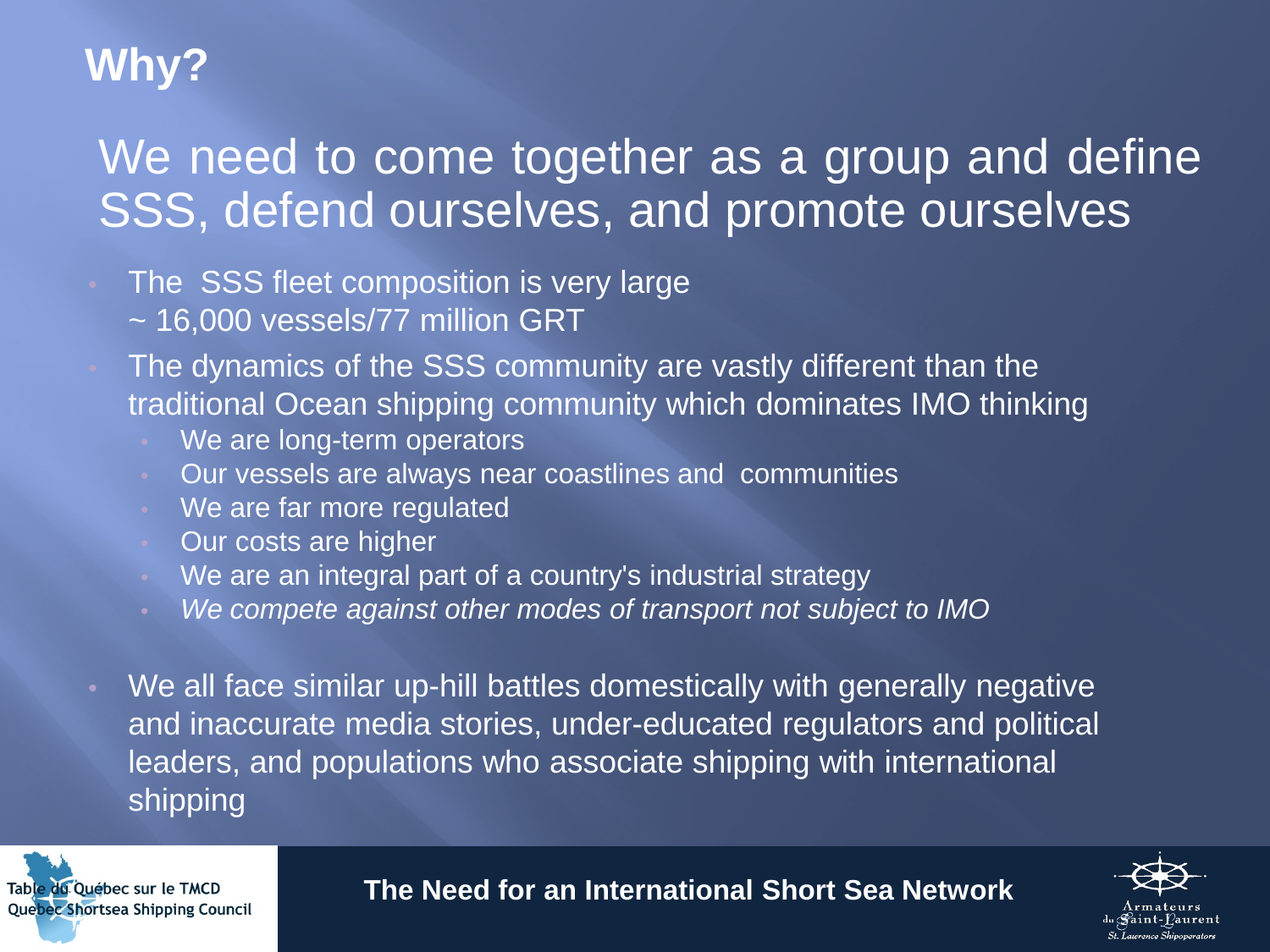# Why?

## We need to come together as a group and define SSS, defend ourselves, and promote ourselves

- The SSS fleet composition is very large
  ~ 16,000 vessels/77 million GRT
- The dynamics of the SSS community are vastly different than the traditional Ocean shipping community which dominates IMO thinking
  - We are long-term operators
  - Our vessels are always near coastlines and communities
  - We are far more regulated
  - Our costs are higher
  - We are an integral part of a country's industrial strategy
  - *We compete against other modes of transport not subject to IMO*
- We all face similar up-hill battles domestically with generally negative and inaccurate media stories, under-educated regulators and political leaders, and populations who associate shipping with international shipping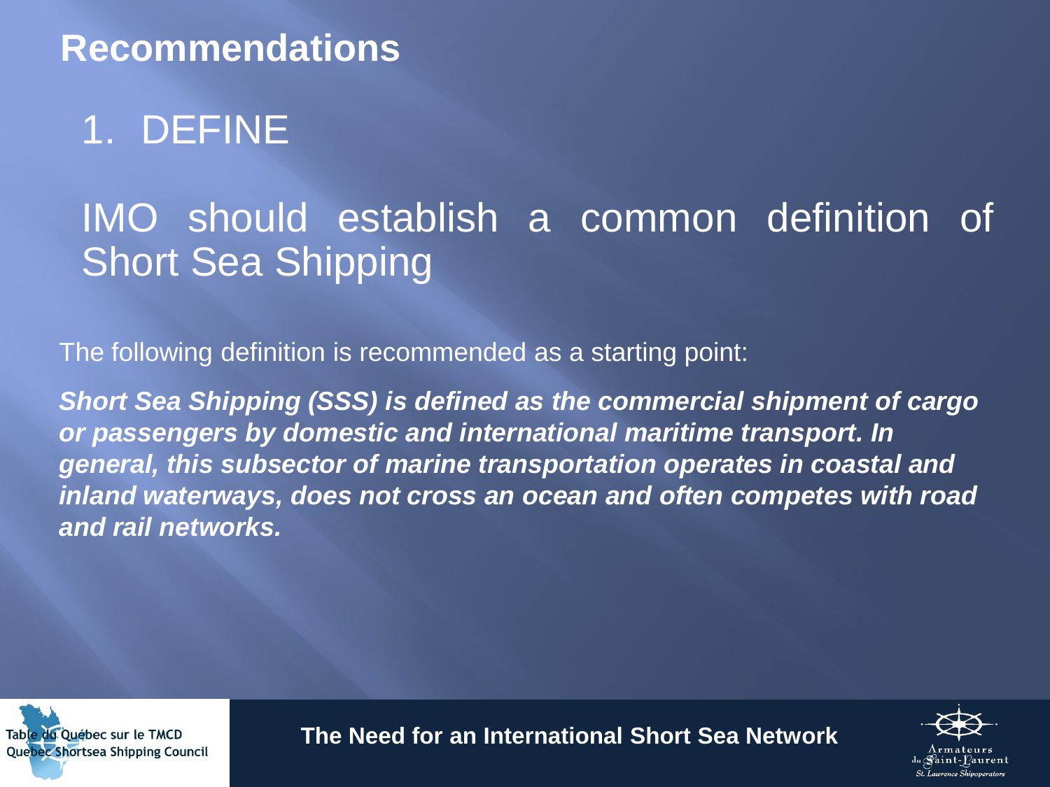# Recommendations

1. DEFINE

IMO should establish a common definition of Short Sea Shipping

The following definition is recommended as a starting point:

***Short Sea Shipping (SSS) is defined as the commercial shipment of cargo or passengers by domestic and international maritime transport. In general, this subsector of marine transportation operates in coastal and inland waterways, does not cross an ocean and often competes with road and rail networks.***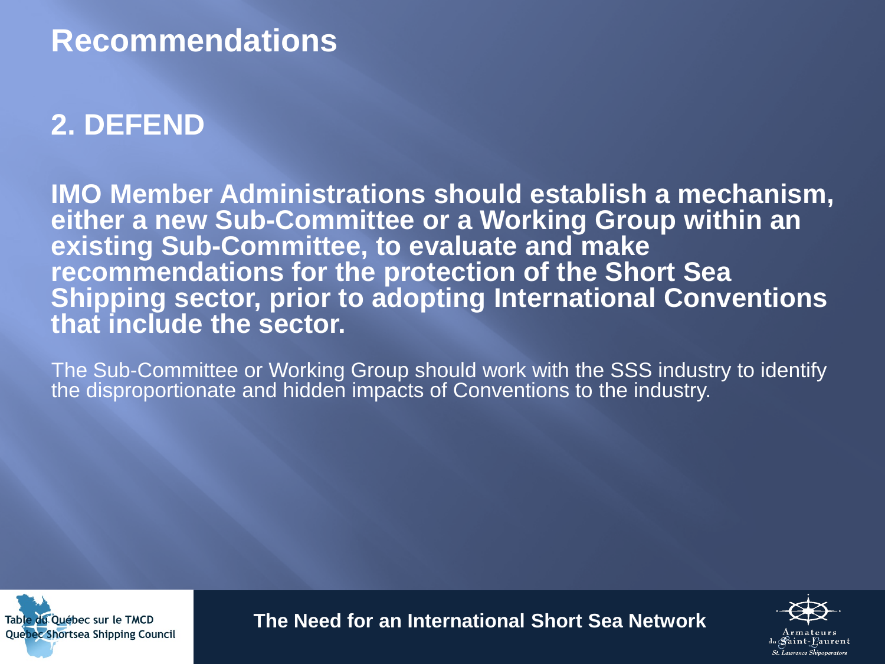# Recommendations

## 2. DEFEND

**IMO Member Administrations should establish a mechanism, either a new Sub-Committee or a Working Group within an existing Sub-Committee, to evaluate and make recommendations for the protection of the Short Sea Shipping sector, prior to adopting International Conventions that include the sector.**

The Sub-Committee or Working Group should work with the SSS industry to identify the disproportionate and hidden impacts of Conventions to the industry.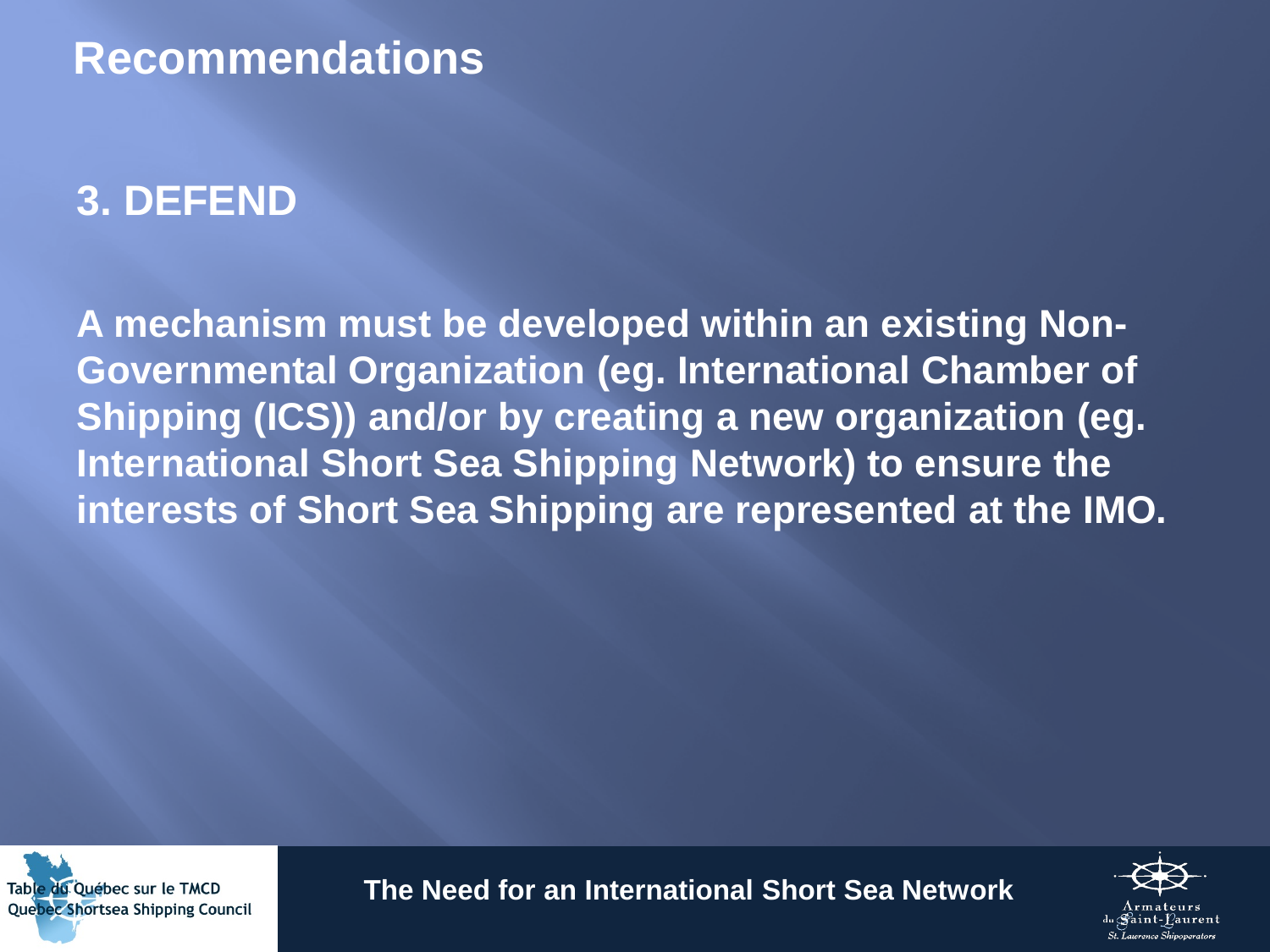# Recommendations

## 3. DEFEND

**A mechanism must be developed within an existing Non-Governmental Organization (eg. International Chamber of Shipping (ICS)) and/or by creating a new organization (eg. International Short Sea Shipping Network) to ensure the interests of Short Sea Shipping are represented at the IMO.**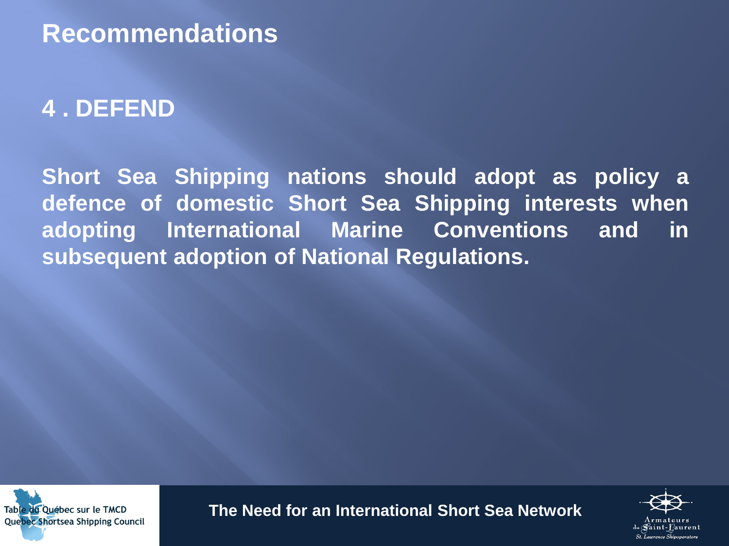# Recommendations

## 4 . DEFEND

**Short Sea Shipping nations should adopt as policy a defence of domestic Short Sea Shipping interests when adopting International Marine Conventions and in subsequent adoption of National Regulations.**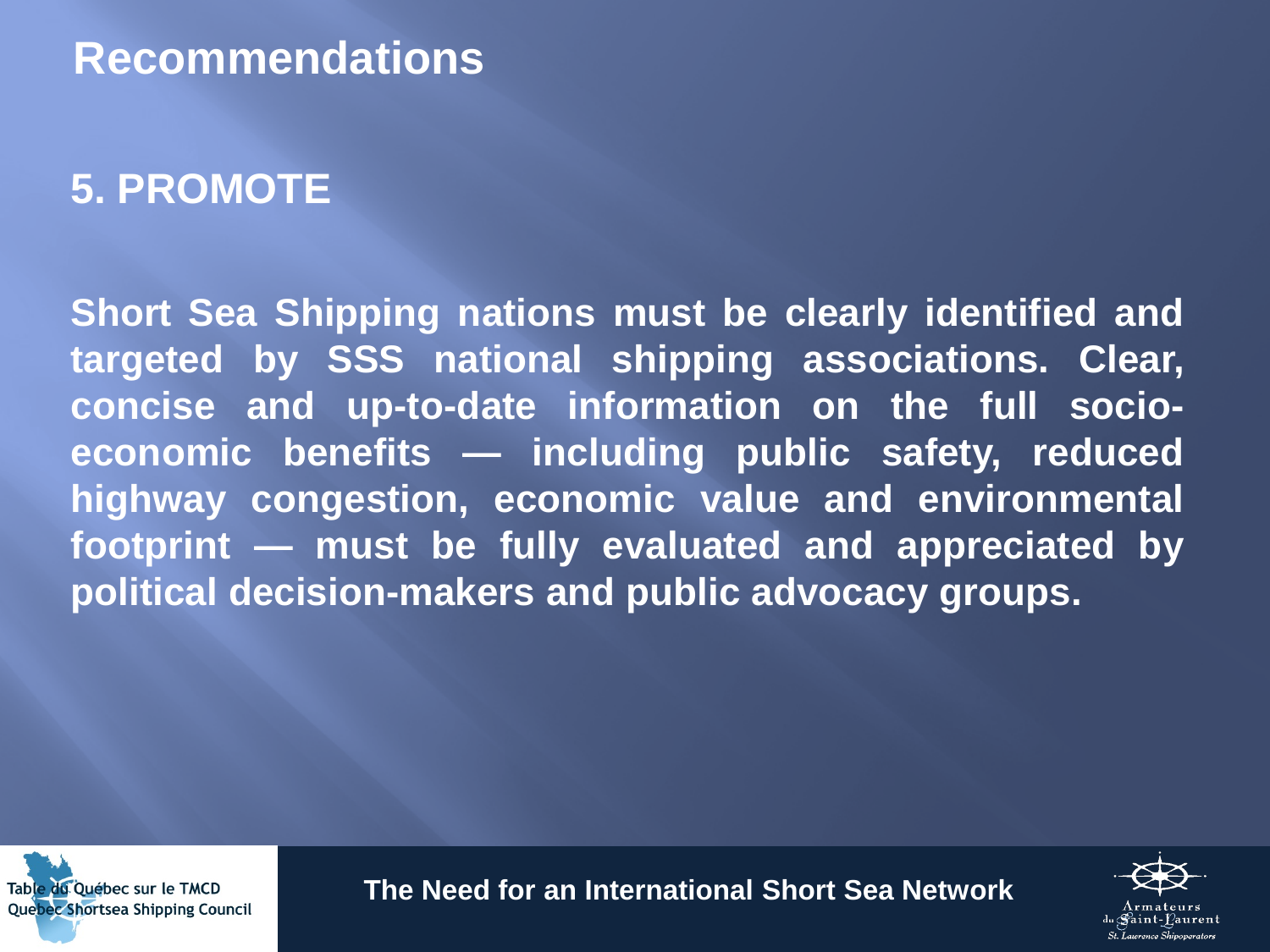# Recommendations

## 5. PROMOTE

**Short Sea Shipping nations must be clearly identified and targeted by SSS national shipping associations. Clear, concise and up-to-date information on the full socio-economic benefits — including public safety, reduced highway congestion, economic value and environmental footprint — must be fully evaluated and appreciated by political decision-makers and public advocacy groups.**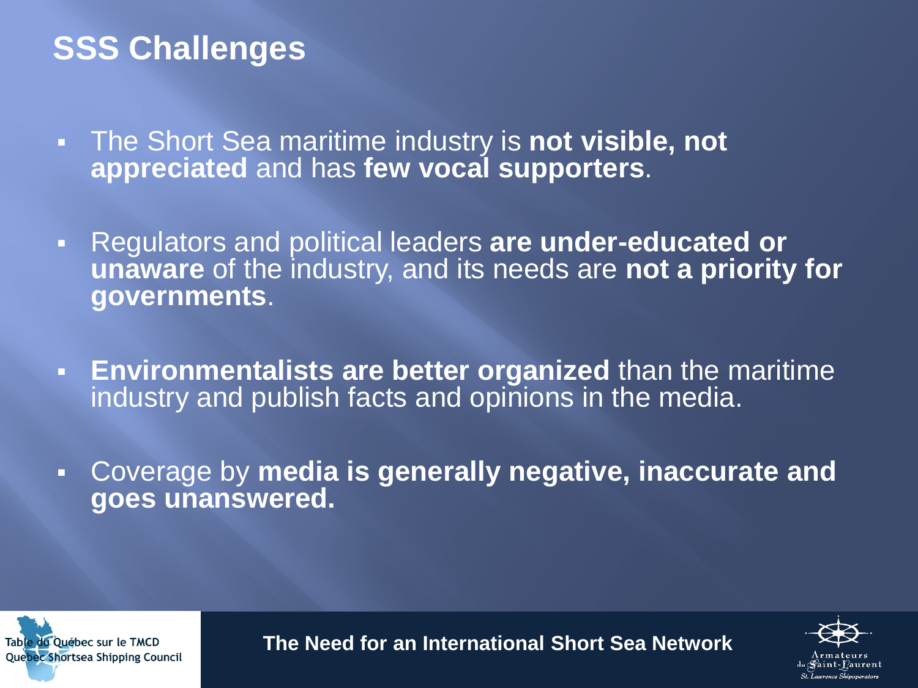# SSS Challenges

- The Short Sea maritime industry is **not visible, not appreciated** and has **few vocal supporters**.
- Regulators and political leaders **are under-educated or unaware** of the industry, and its needs are **not a priority for governments**.
- **Environmentalists are better organized** than the maritime industry and publish facts and opinions in the media.
- Coverage by **media is generally negative, inaccurate and goes unanswered.**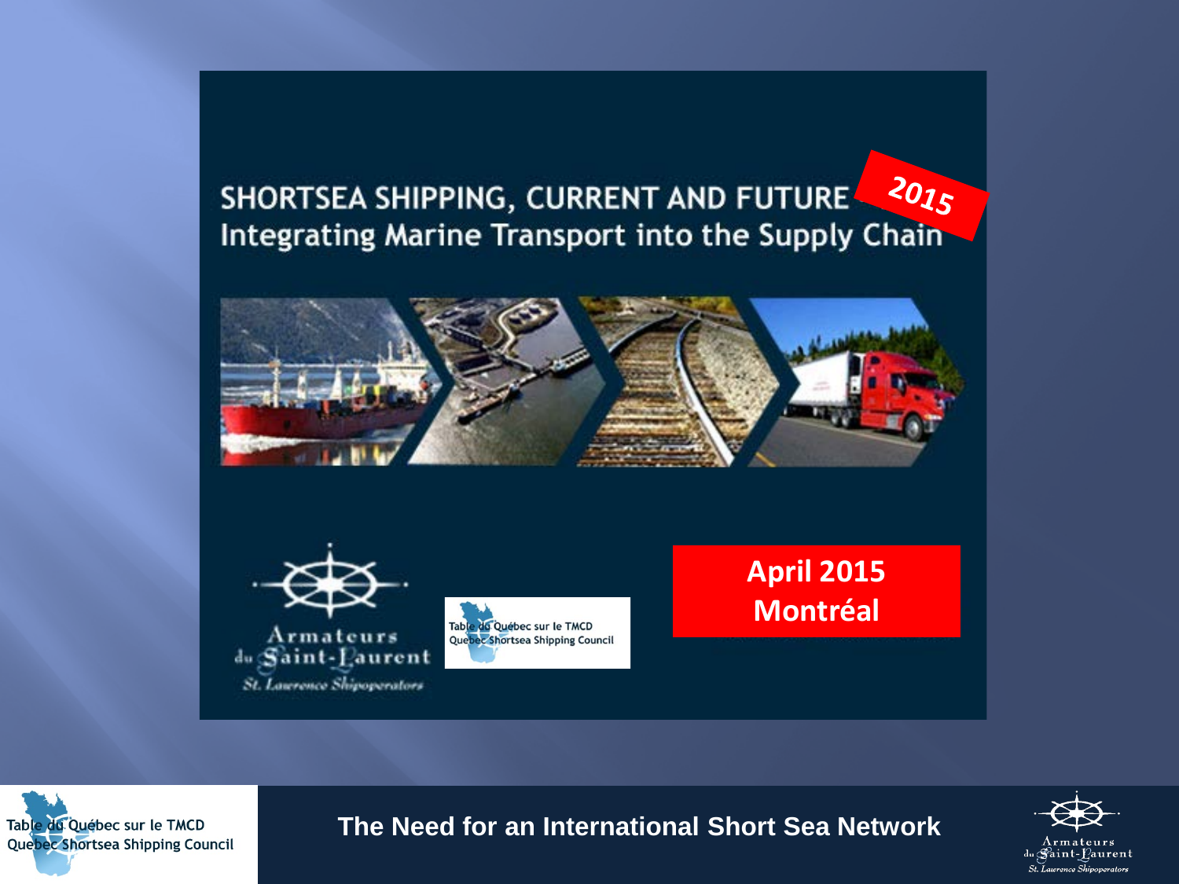SHORTSEA SHIPPING, CURRENT AND FUTURE 2015

Integrating Marine Transport into the Supply Chain

Armateurs du Saint-Laurent

St. Lawrence Shipoperators

Table du Québec sur le TMCD

Quebec Shortsea Shipping Council

April 2015

Montréal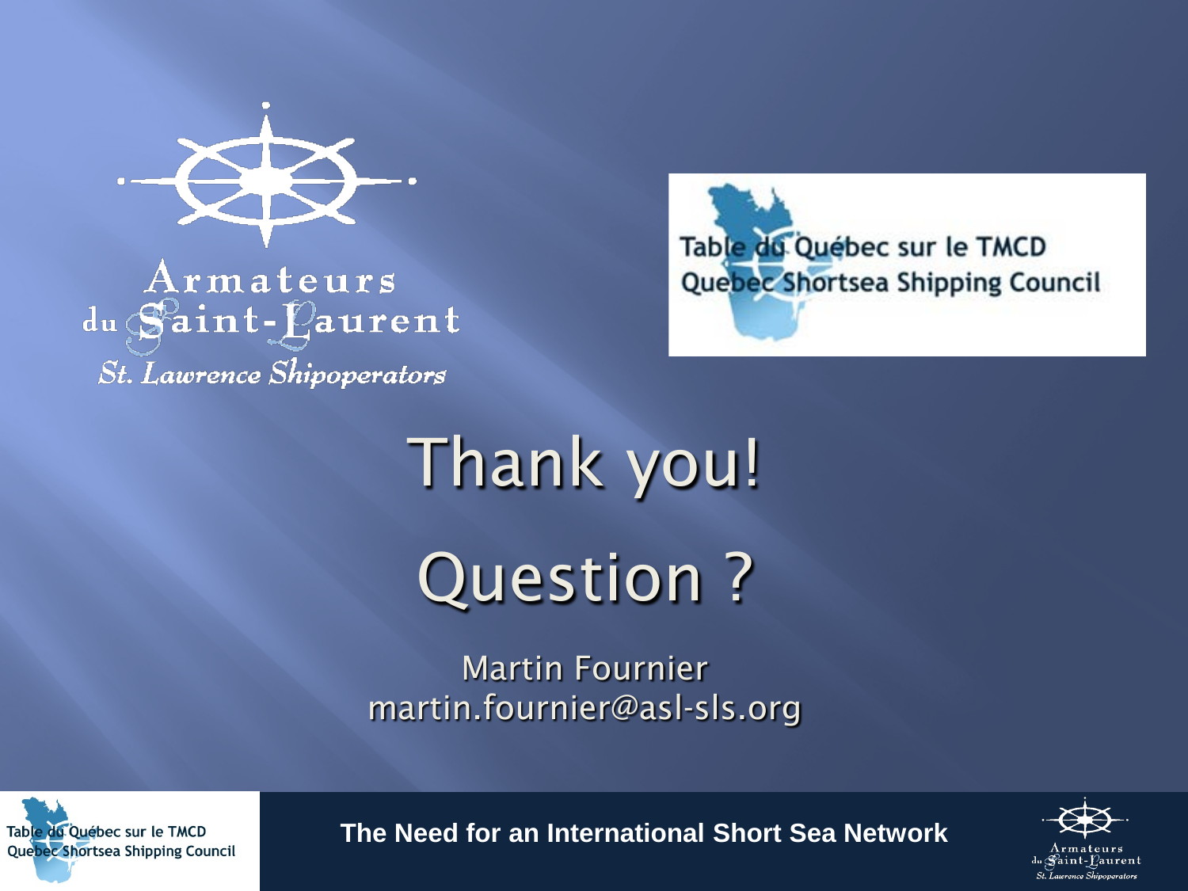Armateurs du Saint-Laurent

St. Lawrence Shipoperators

Table du Québec sur le TMCD

Quebec Shortsea Shipping Council

# Thank you!

# Question ?

Martin Fournier

martin.fournier@asl-sls.org